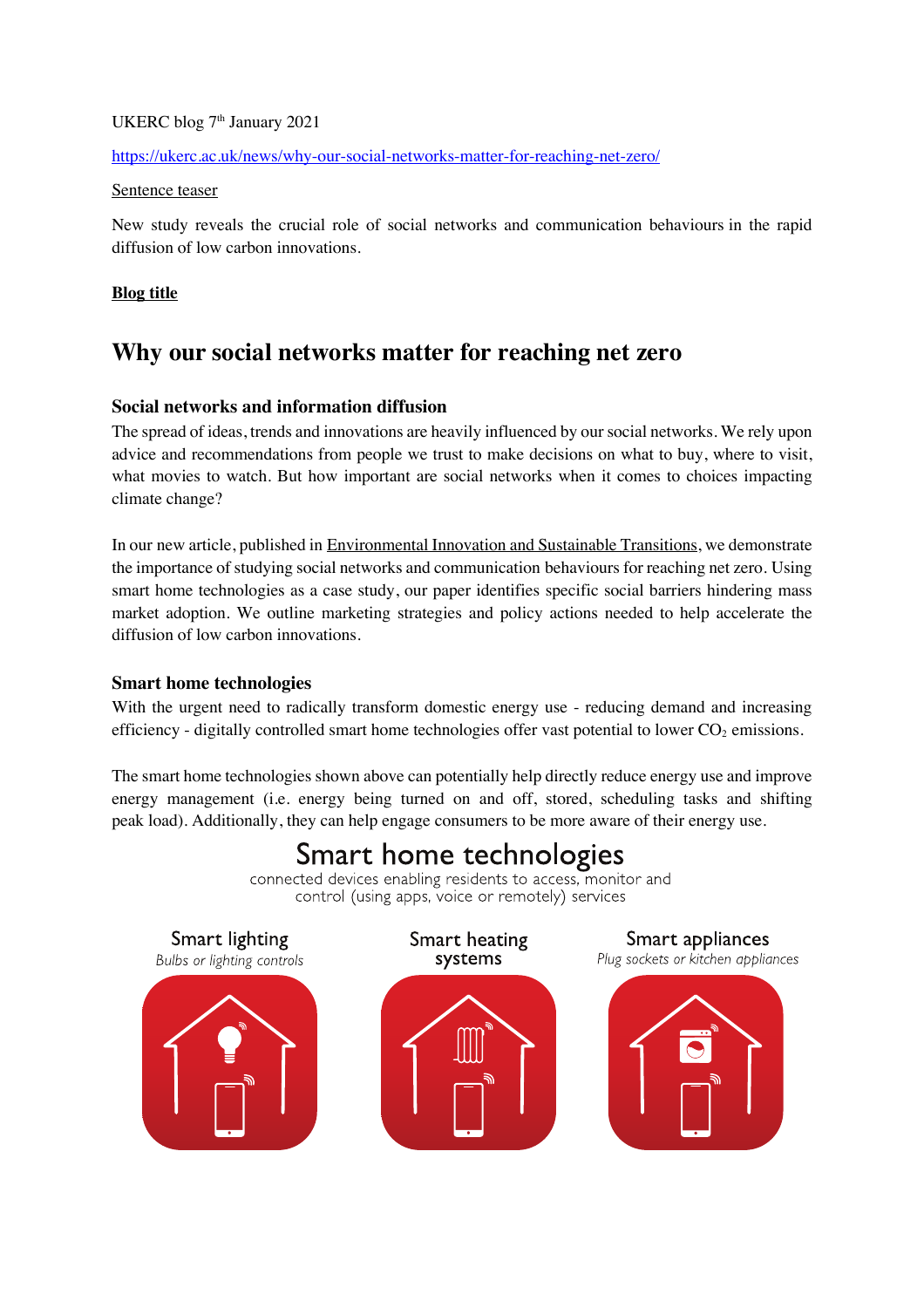UKERC blog 7th January 2021

https://ukerc.ac.uk/news/why-our-social-networks-matter-for-reaching-net-zero/

Sentence teaser

New study reveals the crucial role of social networks and communication behaviours in the rapid diffusion of low carbon innovations.

**Blog title**

# Why our social networks matter for reaching net zero

### Social networks and information diffusion

The spread of ideas, trends and innovations are heavily influenced by our social networks. We rely upon advice and recommendations from people we trust to make decisions on what to buy, where to visit, what movies to watch. But how important are social networks when it comes to choices impacting climate change?

In our new article, published in Environmental Innovation and Sustainable Transitions, we demonstrate the importance of studying social networks and communication behaviours for reaching net zero. Using smart home technologies as a case study, our paper identifies specific social barriers hindering mass market adoption. We outline marketing strategies and policy actions needed to help accelerate the diffusion of low carbon innovations.

### Smart home technologies

With the urgent need to radically transform domestic energy use - reducing demand and increasing efficiency - digitally controlled smart home technologies offer vast potential to lower $CO_2$ emissions.

The smart home technologies shown above can potentially help directly reduce energy use and improve energy management (i.e. energy being turned on and off, stored, scheduling tasks and shifting peak load). Additionally, they can help engage consumers to be more aware of their energy use.

Smart home technologies

connected devices enabling residents to access, monitor and control (using apps, voice or remotely) services

Smart lighting
*Bulbs or lighting controls*

Smart heating systems

Smart appliances
*Plug sockets or kitchen appliances*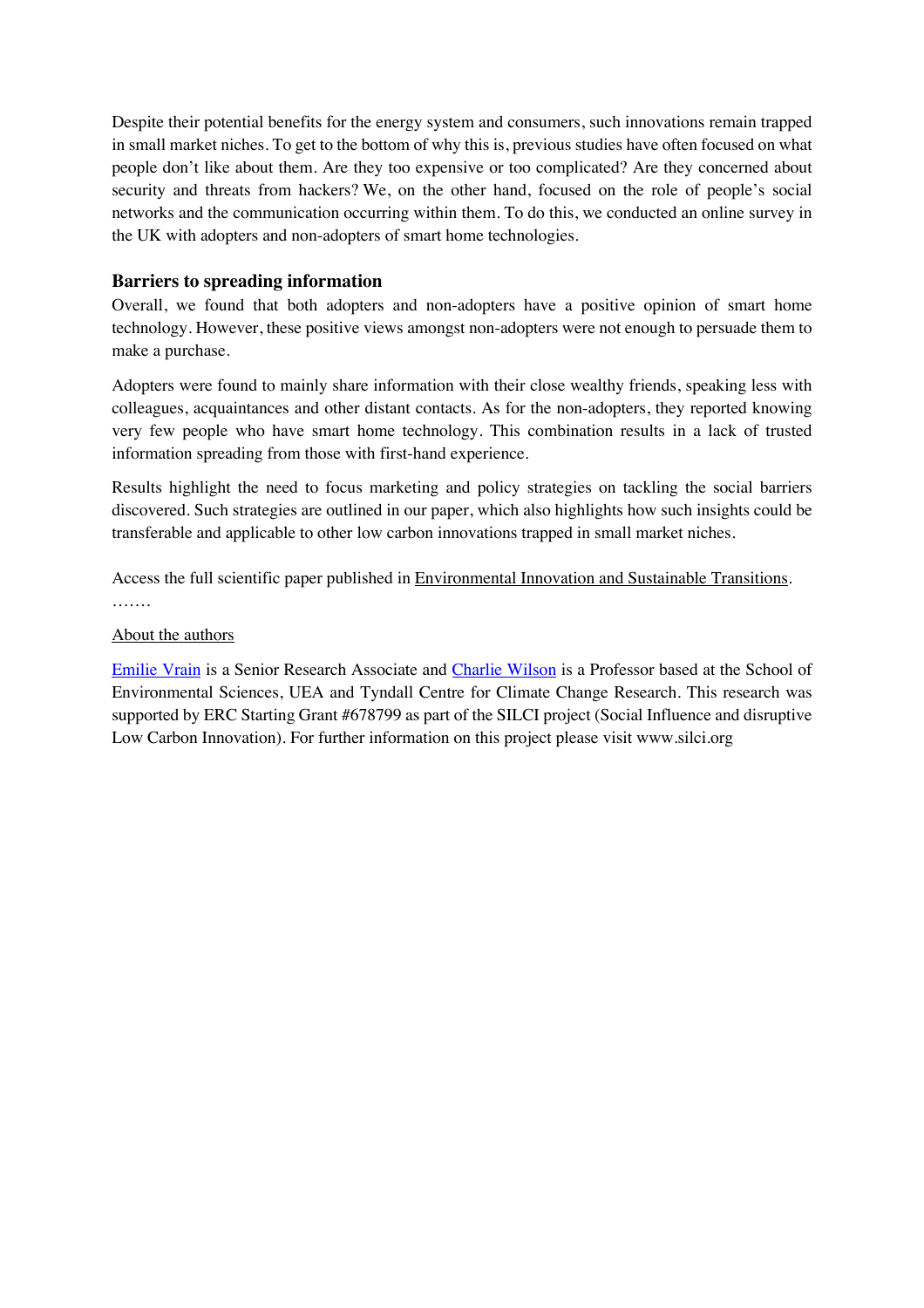Despite their potential benefits for the energy system and consumers, such innovations remain trapped in small market niches. To get to the bottom of why this is, previous studies have often focused on what people don't like about them. Are they too expensive or too complicated? Are they concerned about security and threats from hackers? We, on the other hand, focused on the role of people's social networks and the communication occurring within them. To do this, we conducted an online survey in the UK with adopters and non-adopters of smart home technologies.

## Barriers to spreading information

Overall, we found that both adopters and non-adopters have a positive opinion of smart home technology. However, these positive views amongst non-adopters were not enough to persuade them to make a purchase.

Adopters were found to mainly share information with their close wealthy friends, speaking less with colleagues, acquaintances and other distant contacts. As for the non-adopters, they reported knowing very few people who have smart home technology. This combination results in a lack of trusted information spreading from those with first-hand experience.

Results highlight the need to focus marketing and policy strategies on tackling the social barriers discovered. Such strategies are outlined in our paper, which also highlights how such insights could be transferable and applicable to other low carbon innovations trapped in small market niches.

Access the full scientific paper published in Environmental Innovation and Sustainable Transitions.

…….

About the authors

Emilie Vrain is a Senior Research Associate and Charlie Wilson is a Professor based at the School of Environmental Sciences, UEA and Tyndall Centre for Climate Change Research. This research was supported by ERC Starting Grant #678799 as part of the SILCI project (Social Influence and disruptive Low Carbon Innovation). For further information on this project please visit www.silci.org